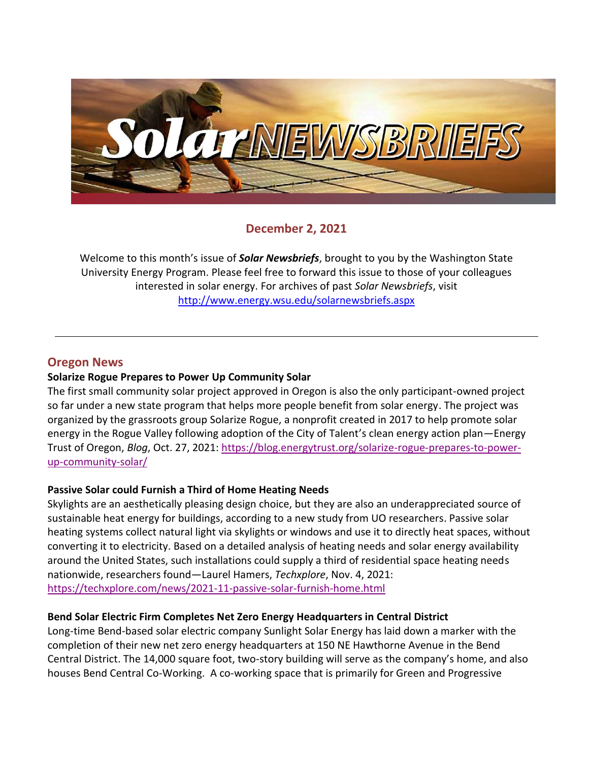# Solar NEWSBRIEFS

## December 2, 2021

Welcome to this month's issue of ***Solar Newsbriefs***, brought to you by the Washington State University Energy Program. Please feel free to forward this issue to those of your colleagues interested in solar energy. For archives of past *Solar Newsbriefs*, visit http://www.energy.wsu.edu/solarnewsbriefs.aspx

---

## Oregon News

**Solarize Rogue Prepares to Power Up Community Solar**

The first small community solar project approved in Oregon is also the only participant-owned project so far under a new state program that helps more people benefit from solar energy. The project was organized by the grassroots group Solarize Rogue, a nonprofit created in 2017 to help promote solar energy in the Rogue Valley following adoption of the City of Talent's clean energy action plan—Energy Trust of Oregon, *Blog*, Oct. 27, 2021: https://blog.energytrust.org/solarize-rogue-prepares-to-power-up-community-solar/

**Passive Solar could Furnish a Third of Home Heating Needs**

Skylights are an aesthetically pleasing design choice, but they are also an underappreciated source of sustainable heat energy for buildings, according to a new study from UO researchers. Passive solar heating systems collect natural light via skylights or windows and use it to directly heat spaces, without converting it to electricity. Based on a detailed analysis of heating needs and solar energy availability around the United States, such installations could supply a third of residential space heating needs nationwide, researchers found—Laurel Hamers, *Techxplore*, Nov. 4, 2021: https://techxplore.com/news/2021-11-passive-solar-furnish-home.html

**Bend Solar Electric Firm Completes Net Zero Energy Headquarters in Central District**

Long-time Bend-based solar electric company Sunlight Solar Energy has laid down a marker with the completion of their new net zero energy headquarters at 150 NE Hawthorne Avenue in the Bend Central District. The 14,000 square foot, two-story building will serve as the company's home, and also houses Bend Central Co-Working. A co-working space that is primarily for Green and Progressive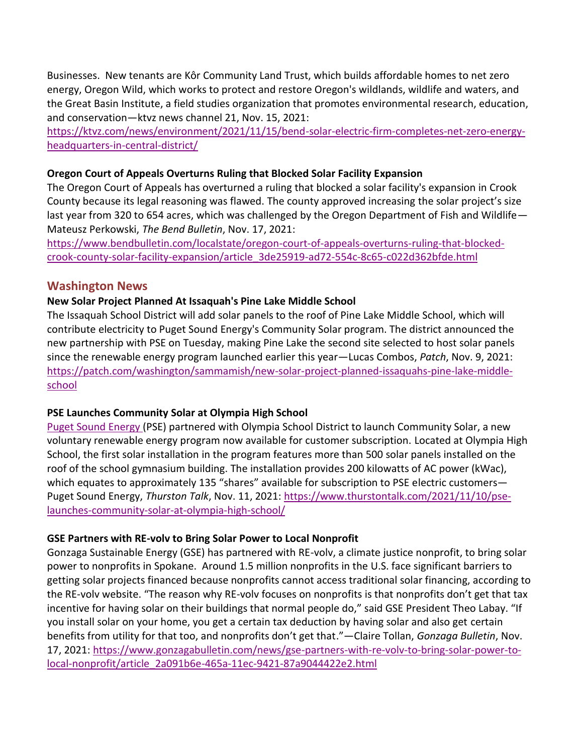Businesses. New tenants are Kôr Community Land Trust, which builds affordable homes to net zero energy, Oregon Wild, which works to protect and restore Oregon's wildlands, wildlife and waters, and the Great Basin Institute, a field studies organization that promotes environmental research, education, and conservation—ktvz news channel 21, Nov. 15, 2021: [https://ktvz.com/news/environment/2021/11/15/bend-solar-electric-firm-completes-net-zero-energy-headquarters-in-central-district/](https://ktvz.com/news/environment/2021/11/15/bend-solar-electric-firm-completes-net-zero-energy-headquarters-in-central-district/)

**Oregon Court of Appeals Overturns Ruling that Blocked Solar Facility Expansion**

The Oregon Court of Appeals has overturned a ruling that blocked a solar facility's expansion in Crook County because its legal reasoning was flawed. The county approved increasing the solar project's size last year from 320 to 654 acres, which was challenged by the Oregon Department of Fish and Wildlife—Mateusz Perkowski, *The Bend Bulletin*, Nov. 17, 2021: [https://www.bendbulletin.com/localstate/oregon-court-of-appeals-overturns-ruling-that-blocked-crook-county-solar-facility-expansion/article_3de25919-ad72-554c-8c65-c022d362bfde.html](https://www.bendbulletin.com/localstate/oregon-court-of-appeals-overturns-ruling-that-blocked-crook-county-solar-facility-expansion/article_3de25919-ad72-554c-8c65-c022d362bfde.html)

## Washington News

**New Solar Project Planned At Issaquah's Pine Lake Middle School**

The Issaquah School District will add solar panels to the roof of Pine Lake Middle School, which will contribute electricity to Puget Sound Energy's Community Solar program. The district announced the new partnership with PSE on Tuesday, making Pine Lake the second site selected to host solar panels since the renewable energy program launched earlier this year—Lucas Combos, *Patch*, Nov. 9, 2021: [https://patch.com/washington/sammamish/new-solar-project-planned-issaquahs-pine-lake-middle-school](https://patch.com/washington/sammamish/new-solar-project-planned-issaquahs-pine-lake-middle-school)

**PSE Launches Community Solar at Olympia High School**

Puget Sound Energy (PSE) partnered with Olympia School District to launch Community Solar, a new voluntary renewable energy program now available for customer subscription. Located at Olympia High School, the first solar installation in the program features more than 500 solar panels installed on the roof of the school gymnasium building. The installation provides 200 kilowatts of AC power (kWac), which equates to approximately 135 "shares" available for subscription to PSE electric customers—Puget Sound Energy, *Thurston Talk*, Nov. 11, 2021: [https://www.thurstontalk.com/2021/11/10/pse-launches-community-solar-at-olympia-high-school/](https://www.thurstontalk.com/2021/11/10/pse-launches-community-solar-at-olympia-high-school/)

**GSE Partners with RE-volv to Bring Solar Power to Local Nonprofit**

Gonzaga Sustainable Energy (GSE) has partnered with RE-volv, a climate justice nonprofit, to bring solar power to nonprofits in Spokane. Around 1.5 million nonprofits in the U.S. face significant barriers to getting solar projects financed because nonprofits cannot access traditional solar financing, according to the RE-volv website. "The reason why RE-volv focuses on nonprofits is that nonprofits don't get that tax incentive for having solar on their buildings that normal people do," said GSE President Theo Labay. "If you install solar on your home, you get a certain tax deduction by having solar and also get certain benefits from utility for that too, and nonprofits don't get that."—Claire Tollan, *Gonzaga Bulletin*, Nov. 17, 2021: [https://www.gonzagabulletin.com/news/gse-partners-with-re-volv-to-bring-solar-power-to-local-nonprofit/article_2a091b6e-465a-11ec-9421-87a9044422e2.html](https://www.gonzagabulletin.com/news/gse-partners-with-re-volv-to-bring-solar-power-to-local-nonprofit/article_2a091b6e-465a-11ec-9421-87a9044422e2.html)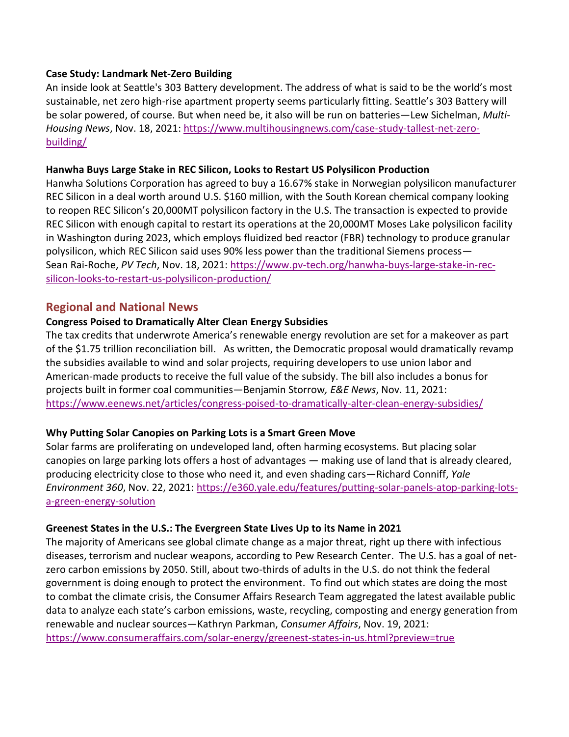**Case Study: Landmark Net-Zero Building**

An inside look at Seattle's 303 Battery development. The address of what is said to be the world's most sustainable, net zero high-rise apartment property seems particularly fitting. Seattle's 303 Battery will be solar powered, of course. But when need be, it also will be run on batteries—Lew Sichelman, *Multi-Housing News*, Nov. 18, 2021: [https://www.multihousingnews.com/case-study-tallest-net-zero-building/](https://www.multihousingnews.com/case-study-tallest-net-zero-building/)

**Hanwha Buys Large Stake in REC Silicon, Looks to Restart US Polysilicon Production**

Hanwha Solutions Corporation has agreed to buy a 16.67% stake in Norwegian polysilicon manufacturer REC Silicon in a deal worth around U.S. $160 million, with the South Korean chemical company looking to reopen REC Silicon's 20,000MT polysilicon factory in the U.S. The transaction is expected to provide REC Silicon with enough capital to restart its operations at the 20,000MT Moses Lake polysilicon facility in Washington during 2023, which employs fluidized bed reactor (FBR) technology to produce granular polysilicon, which REC Silicon said uses 90% less power than the traditional Siemens process—Sean Rai-Roche, *PV Tech*, Nov. 18, 2021: [https://www.pv-tech.org/hanwha-buys-large-stake-in-rec-silicon-looks-to-restart-us-polysilicon-production/](https://www.pv-tech.org/hanwha-buys-large-stake-in-rec-silicon-looks-to-restart-us-polysilicon-production/)

## Regional and National News

**Congress Poised to Dramatically Alter Clean Energy Subsidies**

The tax credits that underwrote America's renewable energy revolution are set for a makeover as part of the $1.75 trillion reconciliation bill. As written, the Democratic proposal would dramatically revamp the subsidies available to wind and solar projects, requiring developers to use union labor and American-made products to receive the full value of the subsidy. The bill also includes a bonus for projects built in former coal communities—Benjamin Storrow*, E&E News*, Nov. 11, 2021: [https://www.eenews.net/articles/congress-poised-to-dramatically-alter-clean-energy-subsidies/](https://www.eenews.net/articles/congress-poised-to-dramatically-alter-clean-energy-subsidies/)

**Why Putting Solar Canopies on Parking Lots is a Smart Green Move**

Solar farms are proliferating on undeveloped land, often harming ecosystems. But placing solar canopies on large parking lots offers a host of advantages — making use of land that is already cleared, producing electricity close to those who need it, and even shading cars—Richard Conniff, *Yale Environment 360*, Nov. 22, 2021: [https://e360.yale.edu/features/putting-solar-panels-atop-parking-lots-a-green-energy-solution](https://e360.yale.edu/features/putting-solar-panels-atop-parking-lots-a-green-energy-solution)

**Greenest States in the U.S.: The Evergreen State Lives Up to its Name in 2021**

The majority of Americans see global climate change as a major threat, right up there with infectious diseases, terrorism and nuclear weapons, according to Pew Research Center. The U.S. has a goal of net-zero carbon emissions by 2050. Still, about two-thirds of adults in the U.S. do not think the federal government is doing enough to protect the environment. To find out which states are doing the most to combat the climate crisis, the Consumer Affairs Research Team aggregated the latest available public data to analyze each state's carbon emissions, waste, recycling, composting and energy generation from renewable and nuclear sources—Kathryn Parkman, *Consumer Affairs*, Nov. 19, 2021: [https://www.consumeraffairs.com/solar-energy/greenest-states-in-us.html?preview=true](https://www.consumeraffairs.com/solar-energy/greenest-states-in-us.html?preview=true)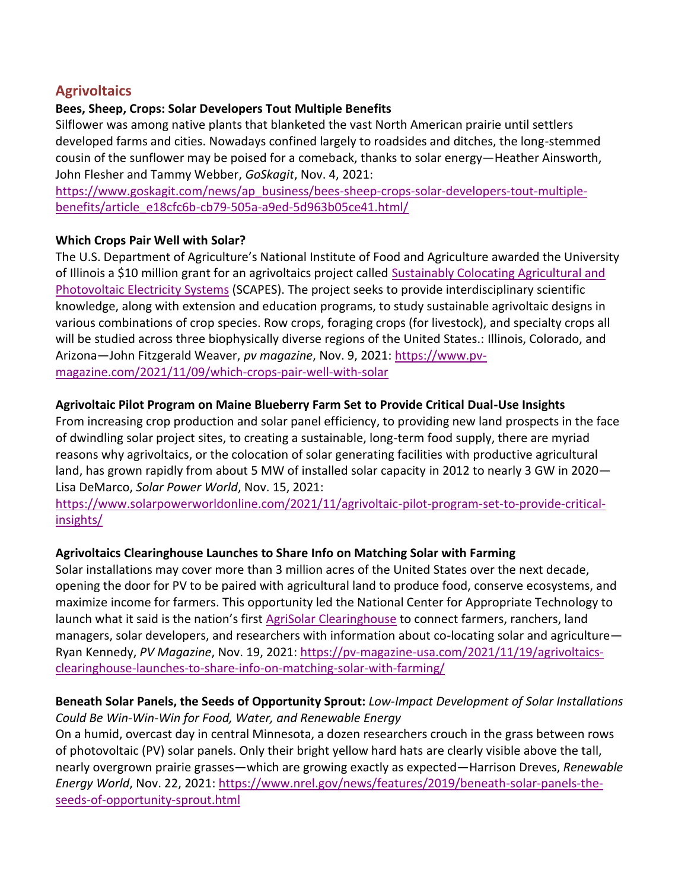## Agrivoltaics

**Bees, Sheep, Crops: Solar Developers Tout Multiple Benefits**

Silflower was among native plants that blanketed the vast North American prairie until settlers developed farms and cities. Nowadays confined largely to roadsides and ditches, the long-stemmed cousin of the sunflower may be poised for a comeback, thanks to solar energy—Heather Ainsworth, John Flesher and Tammy Webber, *GoSkagit*, Nov. 4, 2021: https://www.goskagit.com/news/ap_business/bees-sheep-crops-solar-developers-tout-multiple-benefits/article_e18cfc6b-cb79-505a-a9ed-5d963b05ce41.html/

**Which Crops Pair Well with Solar?**

The U.S. Department of Agriculture's National Institute of Food and Agriculture awarded the University of Illinois a $10 million grant for an agrivoltaics project called Sustainably Colocating Agricultural and Photovoltaic Electricity Systems (SCAPES). The project seeks to provide interdisciplinary scientific knowledge, along with extension and education programs, to study sustainable agrivoltaic designs in various combinations of crop species. Row crops, foraging crops (for livestock), and specialty crops all will be studied across three biophysically diverse regions of the United States.: Illinois, Colorado, and Arizona—John Fitzgerald Weaver, *pv magazine*, Nov. 9, 2021: https://www.pv-magazine.com/2021/11/09/which-crops-pair-well-with-solar

**Agrivoltaic Pilot Program on Maine Blueberry Farm Set to Provide Critical Dual-Use Insights**

From increasing crop production and solar panel efficiency, to providing new land prospects in the face of dwindling solar project sites, to creating a sustainable, long-term food supply, there are myriad reasons why agrivoltaics, or the colocation of solar generating facilities with productive agricultural land, has grown rapidly from about 5 MW of installed solar capacity in 2012 to nearly 3 GW in 2020—Lisa DeMarco, *Solar Power World*, Nov. 15, 2021: https://www.solarpowerworldonline.com/2021/11/agrivoltaic-pilot-program-set-to-provide-critical-insights/

**Agrivoltaics Clearinghouse Launches to Share Info on Matching Solar with Farming**

Solar installations may cover more than 3 million acres of the United States over the next decade, opening the door for PV to be paired with agricultural land to produce food, conserve ecosystems, and maximize income for farmers. This opportunity led the National Center for Appropriate Technology to launch what it said is the nation's first AgriSolar Clearinghouse to connect farmers, ranchers, land managers, solar developers, and researchers with information about co-locating solar and agriculture—Ryan Kennedy, *PV Magazine*, Nov. 19, 2021: https://pv-magazine-usa.com/2021/11/19/agrivoltaics-clearinghouse-launches-to-share-info-on-matching-solar-with-farming/

**Beneath Solar Panels, the Seeds of Opportunity Sprout:** *Low-Impact Development of Solar Installations Could Be Win-Win-Win for Food, Water, and Renewable Energy*

On a humid, overcast day in central Minnesota, a dozen researchers crouch in the grass between rows of photovoltaic (PV) solar panels. Only their bright yellow hard hats are clearly visible above the tall, nearly overgrown prairie grasses—which are growing exactly as expected—Harrison Dreves, *Renewable Energy World*, Nov. 22, 2021: https://www.nrel.gov/news/features/2019/beneath-solar-panels-the-seeds-of-opportunity-sprout.html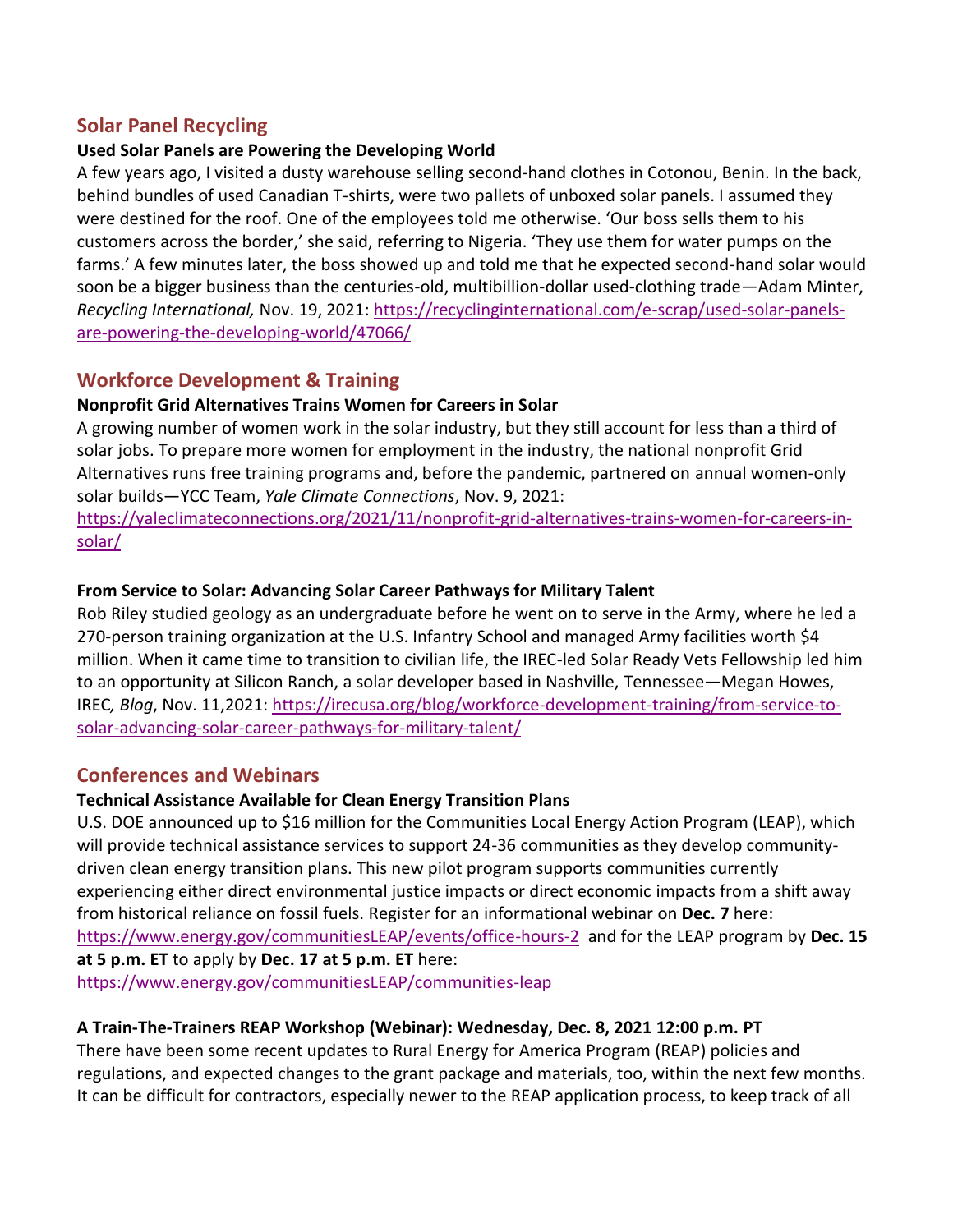## Solar Panel Recycling

**Used Solar Panels are Powering the Developing World**

A few years ago, I visited a dusty warehouse selling second-hand clothes in Cotonou, Benin. In the back, behind bundles of used Canadian T-shirts, were two pallets of unboxed solar panels. I assumed they were destined for the roof. One of the employees told me otherwise. 'Our boss sells them to his customers across the border,' she said, referring to Nigeria. 'They use them for water pumps on the farms.' A few minutes later, the boss showed up and told me that he expected second-hand solar would soon be a bigger business than the centuries-old, multibillion-dollar used-clothing trade—Adam Minter, *Recycling International,* Nov. 19, 2021: [https://recyclinginternational.com/e-scrap/used-solar-panels-are-powering-the-developing-world/47066/](https://recyclinginternational.com/e-scrap/used-solar-panels-are-powering-the-developing-world/47066/)

## Workforce Development & Training

**Nonprofit Grid Alternatives Trains Women for Careers in Solar**

A growing number of women work in the solar industry, but they still account for less than a third of solar jobs. To prepare more women for employment in the industry, the national nonprofit Grid Alternatives runs free training programs and, before the pandemic, partnered on annual women-only solar builds—YCC Team, *Yale Climate Connections*, Nov. 9, 2021: [https://yaleclimateconnections.org/2021/11/nonprofit-grid-alternatives-trains-women-for-careers-in-solar/](https://yaleclimateconnections.org/2021/11/nonprofit-grid-alternatives-trains-women-for-careers-in-solar/)

**From Service to Solar: Advancing Solar Career Pathways for Military Talent**

Rob Riley studied geology as an undergraduate before he went on to serve in the Army, where he led a 270-person training organization at the U.S. Infantry School and managed Army facilities worth $4 million. When it came time to transition to civilian life, the IREC-led Solar Ready Vets Fellowship led him to an opportunity at Silicon Ranch, a solar developer based in Nashville, Tennessee—Megan Howes, IREC*, Blog*, Nov. 11,2021: [https://irecusa.org/blog/workforce-development-training/from-service-to-solar-advancing-solar-career-pathways-for-military-talent/](https://irecusa.org/blog/workforce-development-training/from-service-to-solar-advancing-solar-career-pathways-for-military-talent/)

## Conferences and Webinars

**Technical Assistance Available for Clean Energy Transition Plans**

U.S. DOE announced up to $16 million for the Communities Local Energy Action Program (LEAP), which will provide technical assistance services to support 24-36 communities as they develop community-driven clean energy transition plans. This new pilot program supports communities currently experiencing either direct environmental justice impacts or direct economic impacts from a shift away from historical reliance on fossil fuels. Register for an informational webinar on **Dec. 7** here: [https://www.energy.gov/communitiesLEAP/events/office-hours-2](https://www.energy.gov/communitiesLEAP/events/office-hours-2) and for the LEAP program by **Dec. 15 at 5 p.m. ET** to apply by **Dec. 17 at 5 p.m. ET** here: [https://www.energy.gov/communitiesLEAP/communities-leap](https://www.energy.gov/communitiesLEAP/communities-leap)

**A Train-The-Trainers REAP Workshop (Webinar): Wednesday, Dec. 8, 2021 12:00 p.m. PT**

There have been some recent updates to Rural Energy for America Program (REAP) policies and regulations, and expected changes to the grant package and materials, too, within the next few months. It can be difficult for contractors, especially newer to the REAP application process, to keep track of all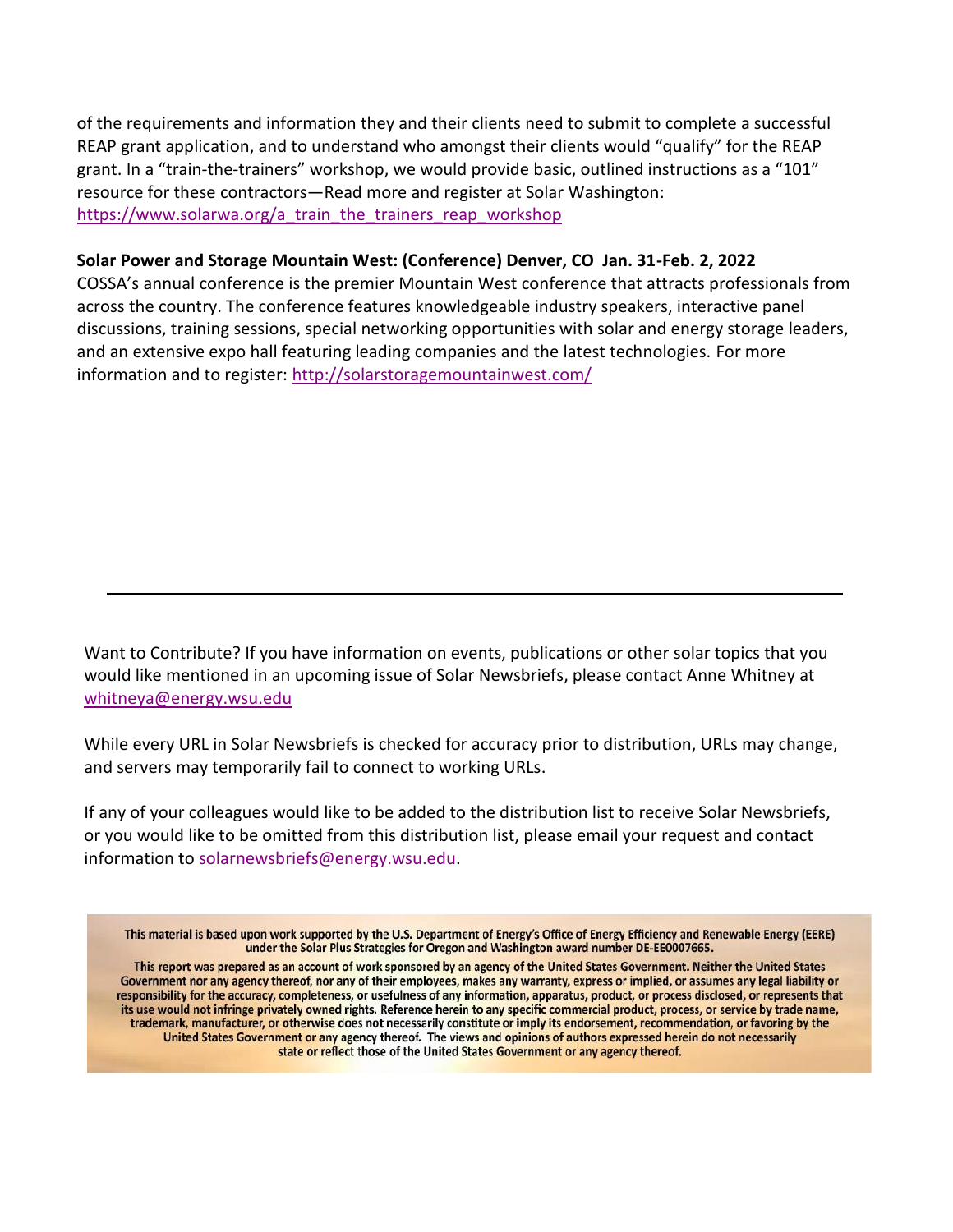of the requirements and information they and their clients need to submit to complete a successful REAP grant application, and to understand who amongst their clients would "qualify" for the REAP grant. In a "train-the-trainers" workshop, we would provide basic, outlined instructions as a "101" resource for these contractors—Read more and register at Solar Washington: https://www.solarwa.org/a_train_the_trainers_reap_workshop

**Solar Power and Storage Mountain West: (Conference) Denver, CO Jan. 31-Feb. 2, 2022**

COSSA's annual conference is the premier Mountain West conference that attracts professionals from across the country. The conference features knowledgeable industry speakers, interactive panel discussions, training sessions, special networking opportunities with solar and energy storage leaders, and an extensive expo hall featuring leading companies and the latest technologies. For more information and to register: http://solarstoragemountainwest.com/

---

Want to Contribute? If you have information on events, publications or other solar topics that you would like mentioned in an upcoming issue of Solar Newsbriefs, please contact Anne Whitney at whitneya@energy.wsu.edu

While every URL in Solar Newsbriefs is checked for accuracy prior to distribution, URLs may change, and servers may temporarily fail to connect to working URLs.

If any of your colleagues would like to be added to the distribution list to receive Solar Newsbriefs, or you would like to be omitted from this distribution list, please email your request and contact information to solarnewsbriefs@energy.wsu.edu.

**This material is based upon work supported by the U.S. Department of Energy's Office of Energy Efficiency and Renewable Energy (EERE) under the Solar Plus Strategies for Oregon and Washington award number DE-EE0007665.**

**This report was prepared as an account of work sponsored by an agency of the United States Government. Neither the United States Government nor any agency thereof, nor any of their employees, makes any warranty, express or implied, or assumes any legal liability or responsibility for the accuracy, completeness, or usefulness of any information, apparatus, product, or process disclosed, or represents that its use would not infringe privately owned rights. Reference herein to any specific commercial product, process, or service by trade name, trademark, manufacturer, or otherwise does not necessarily constitute or imply its endorsement, recommendation, or favoring by the United States Government or any agency thereof. The views and opinions of authors expressed herein do not necessarily state or reflect those of the United States Government or any agency thereof.**